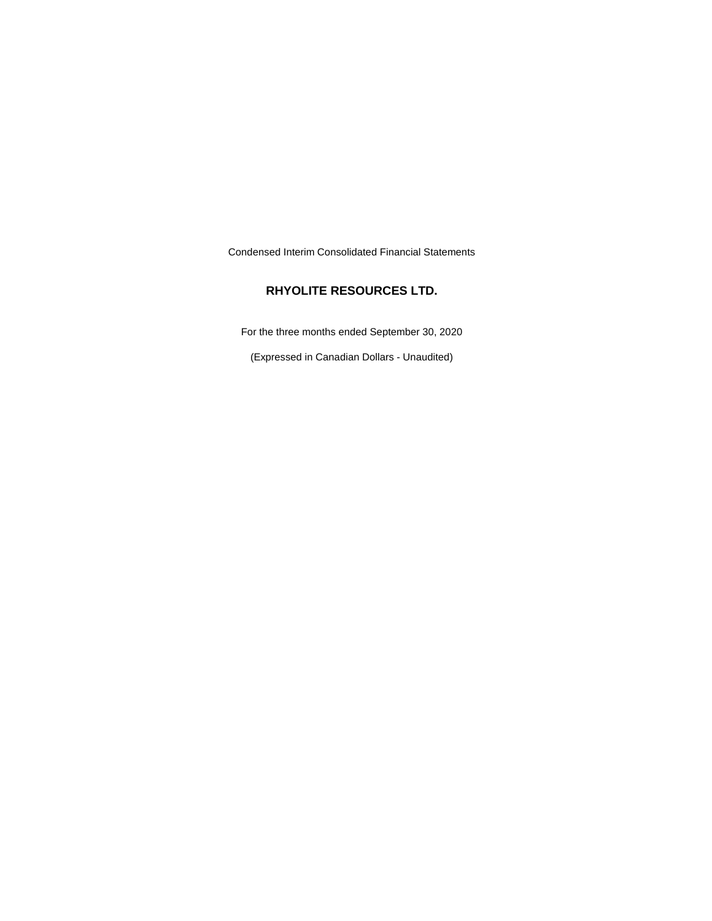Condensed Interim Consolidated Financial Statements

# RHYOLITE RESOURCES LTD.

For the three months ended September 30, 2020

(Expressed in Canadian Dollars - Unaudited)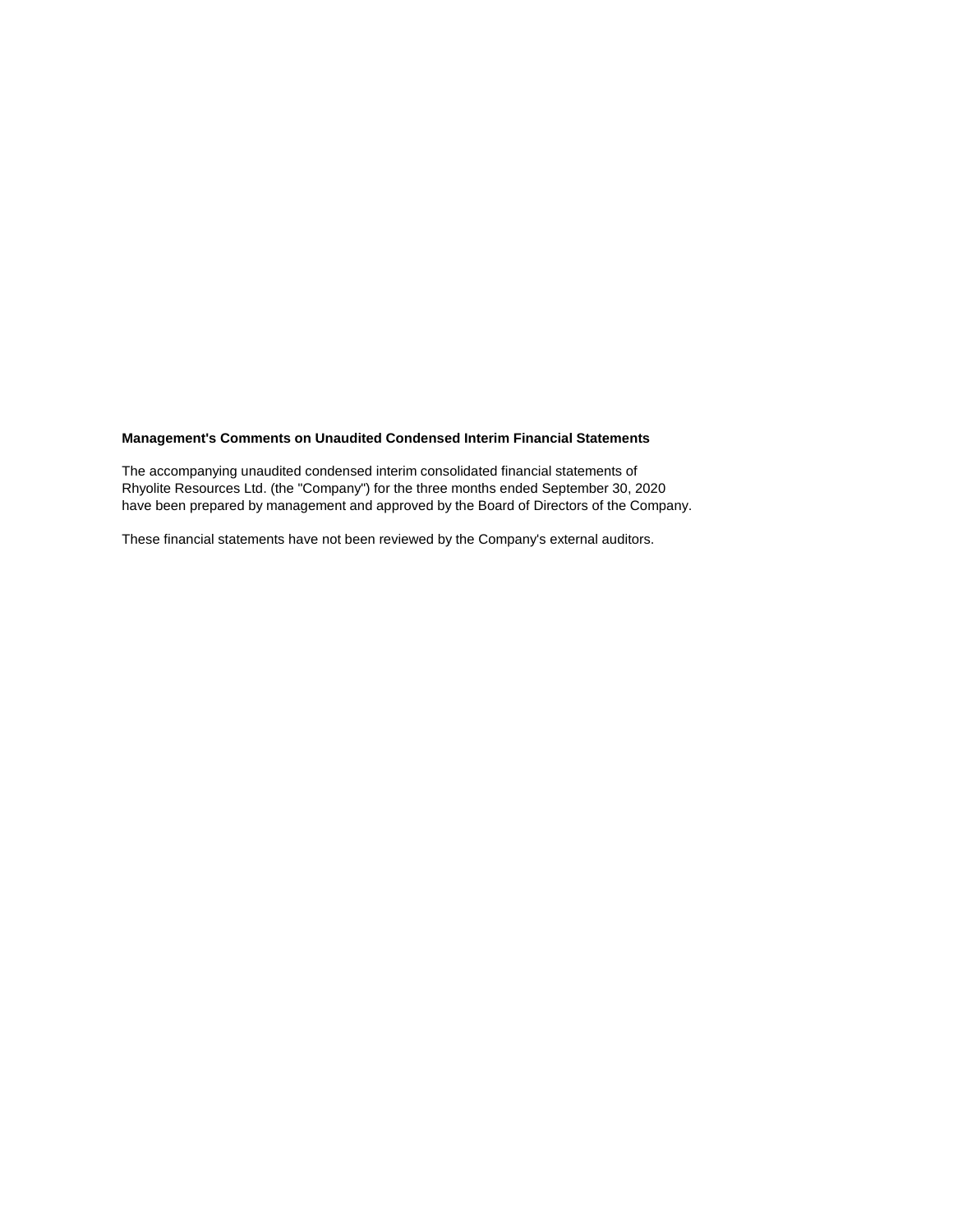**Management's Comments on Unaudited Condensed Interim Financial Statements**

The accompanying unaudited condensed interim consolidated financial statements of Rhyolite Resources Ltd. (the "Company") for the three months ended September 30, 2020 have been prepared by management and approved by the Board of Directors of the Company.

These financial statements have not been reviewed by the Company's external auditors.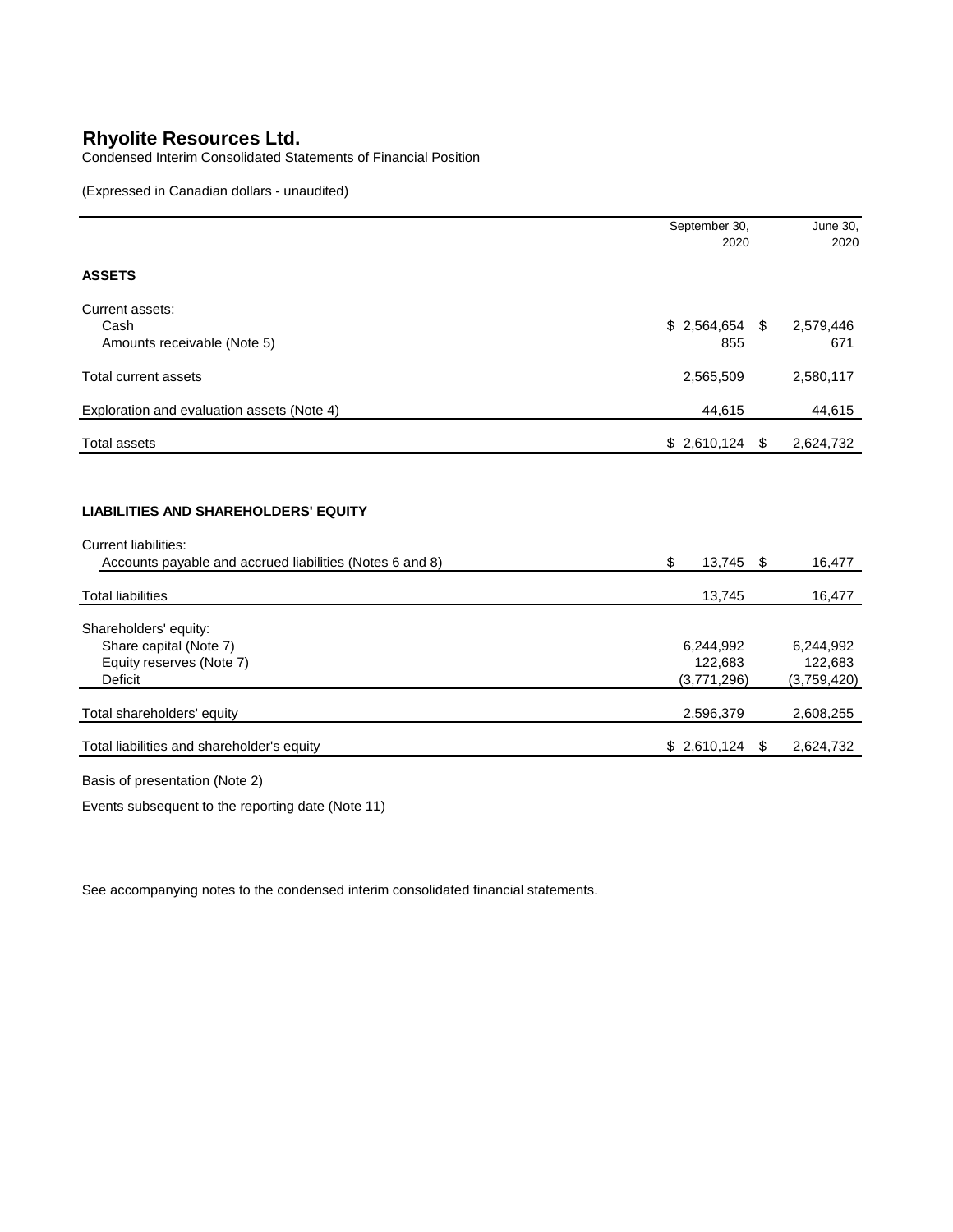# Rhyolite Resources Ltd.

Condensed Interim Consolidated Statements of Financial Position

(Expressed in Canadian dollars - unaudited)

| | September 30, 2020 | June 30, 2020 |
|---|---|---|
| **ASSETS** | | |
| Current assets: | | |
| Cash | $ 2,564,654 | $ 2,579,446 |
| Amounts receivable (Note 5) | 855 | 671 |
| Total current assets | 2,565,509 | 2,580,117 |
| Exploration and evaluation assets (Note 4) | 44,615 | 44,615 |
| Total assets | $ 2,610,124 | $ 2,624,732 |
| **LIABILITIES AND SHAREHOLDERS' EQUITY** | | |
| Current liabilities: | | |
| Accounts payable and accrued liabilities (Notes 6 and 8) | $ 13,745 | $ 16,477 |
| Total liabilities | 13,745 | 16,477 |
| Shareholders' equity: | | |
| Share capital (Note 7) | 6,244,992 | 6,244,992 |
| Equity reserves (Note 7) | 122,683 | 122,683 |
| Deficit | (3,771,296) | (3,759,420) |
| Total shareholders' equity | 2,596,379 | 2,608,255 |
| Total liabilities and shareholder's equity | $ 2,610,124 | $ 2,624,732 |

Basis of presentation (Note 2)

Events subsequent to the reporting date (Note 11)

See accompanying notes to the condensed interim consolidated financial statements.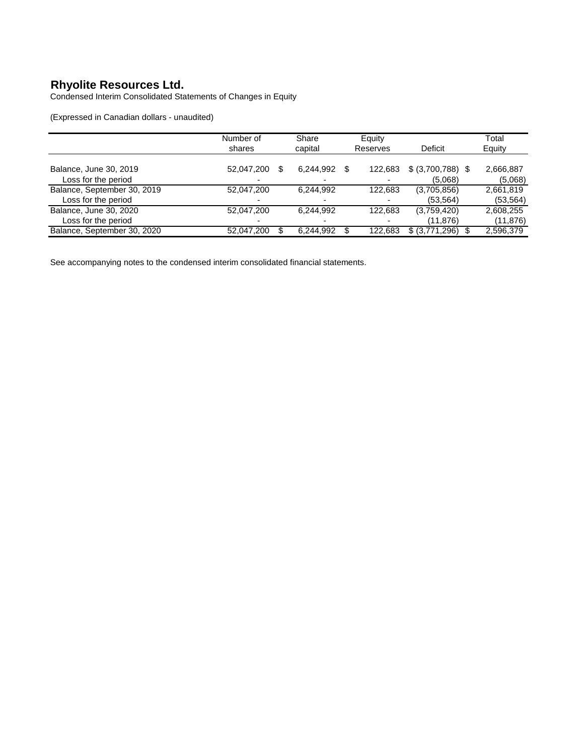# Rhyolite Resources Ltd.

Condensed Interim Consolidated Statements of Changes in Equity

(Expressed in Canadian dollars - unaudited)

| | Number of shares | Share capital | Equity Reserves | Deficit | Total Equity |
|---|---|---|---|---|---|
| Balance, June 30, 2019 | 52,047,200 | $ 6,244,992 | $ 122,683 | $ (3,700,788) | $ 2,666,887 |
| Loss for the period | - | - | - | (5,068) | (5,068) |
| Balance, September 30, 2019 | 52,047,200 | 6,244,992 | 122,683 | (3,705,856) | 2,661,819 |
| Loss for the period | - | - | - | (53,564) | (53,564) |
| Balance, June 30, 2020 | 52,047,200 | 6,244,992 | 122,683 | (3,759,420) | 2,608,255 |
| Loss for the period | - | - | - | (11,876) | (11,876) |
| Balance, September 30, 2020 | 52,047,200 | $ 6,244,992 | $ 122,683 | $ (3,771,296) | $ 2,596,379 |

See accompanying notes to the condensed interim consolidated financial statements.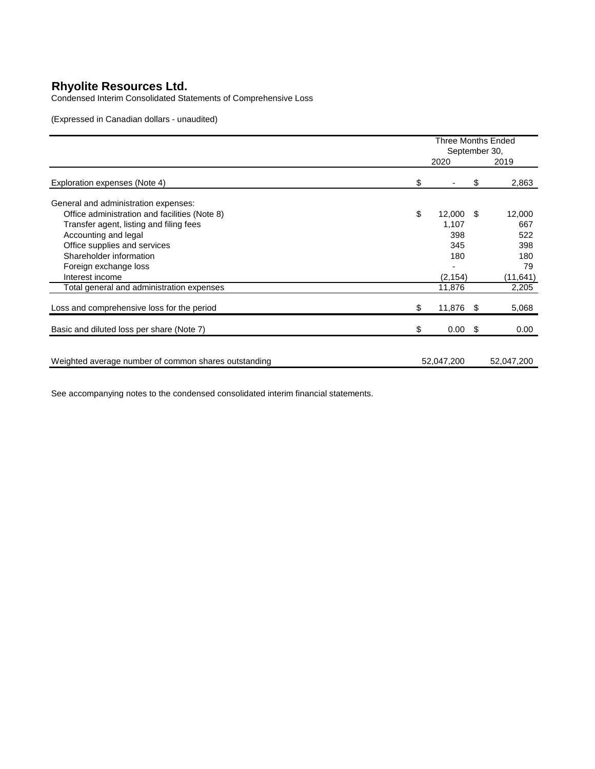# Rhyolite Resources Ltd.

Condensed Interim Consolidated Statements of Comprehensive Loss

(Expressed in Canadian dollars - unaudited)

| | Three Months Ended September 30, | |
|---|---|---|
| | 2020 | 2019 |
| Exploration expenses (Note 4) | $ - | $ 2,863 |
| General and administration expenses: | | |
| Office administration and facilities (Note 8) | $ 12,000 | $ 12,000 |
| Transfer agent, listing and filing fees | 1,107 | 667 |
| Accounting and legal | 398 | 522 |
| Office supplies and services | 345 | 398 |
| Shareholder information | 180 | 180 |
| Foreign exchange loss | - | 79 |
| Interest income | (2,154) | (11,641) |
| Total general and administration expenses | 11,876 | 2,205 |
| Loss and comprehensive loss for the period | $ 11,876 | $ 5,068 |
| Basic and diluted loss per share (Note 7) | $ 0.00 | $ 0.00 |
| Weighted average number of common shares outstanding | 52,047,200 | 52,047,200 |

See accompanying notes to the condensed consolidated interim financial statements.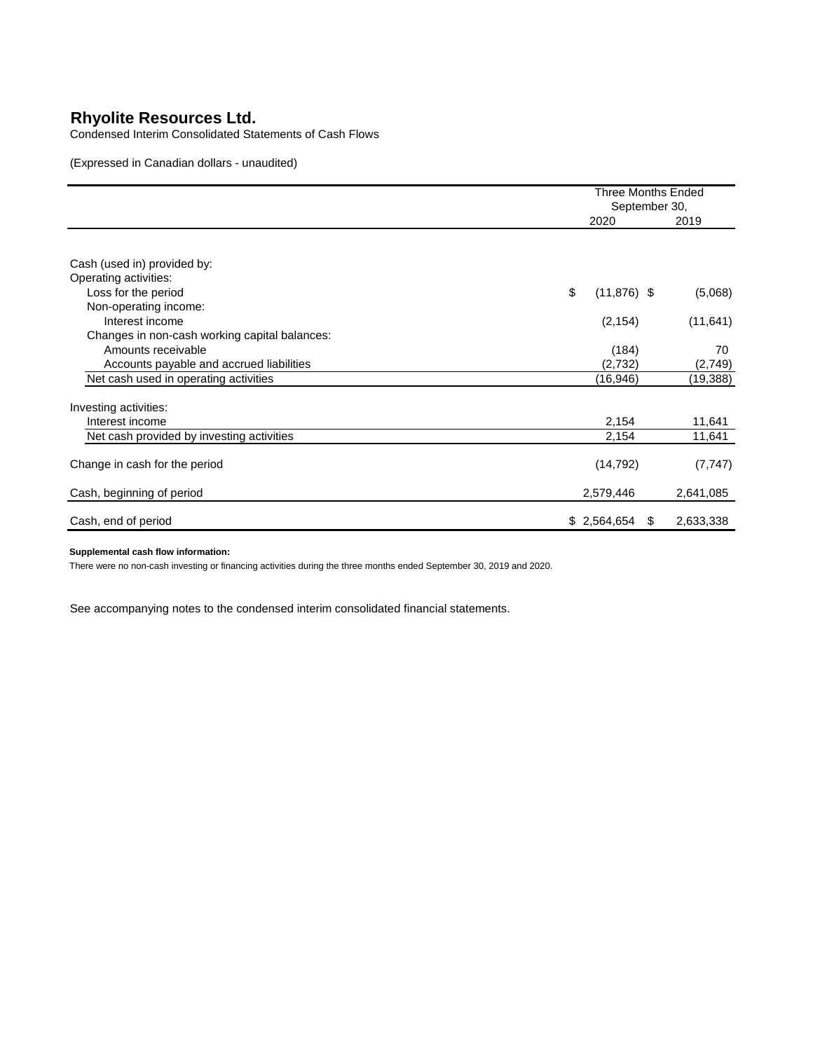# Rhyolite Resources Ltd.

Condensed Interim Consolidated Statements of Cash Flows

(Expressed in Canadian dollars - unaudited)

| | Three Months Ended September 30, | |
|---|---|---|
| | 2020 | 2019 |
| Cash (used in) provided by: | | |
| Operating activities: | | |
| Loss for the period | $ (11,876) | $ (5,068) |
| Non-operating income: | | |
| Interest income | (2,154) | (11,641) |
| Changes in non-cash working capital balances: | | |
| Amounts receivable | (184) | 70 |
| Accounts payable and accrued liabilities | (2,732) | (2,749) |
| Net cash used in operating activities | (16,946) | (19,388) |
| Investing activities: | | |
| Interest income | 2,154 | 11,641 |
| Net cash provided by investing activities | 2,154 | 11,641 |
| Change in cash for the period | (14,792) | (7,747) |
| Cash, beginning of period | 2,579,446 | 2,641,085 |
| Cash, end of period | $ 2,564,654 | $ 2,633,338 |

**Supplemental cash flow information:**

There were no non-cash investing or financing activities during the three months ended September 30, 2019 and 2020.

See accompanying notes to the condensed interim consolidated financial statements.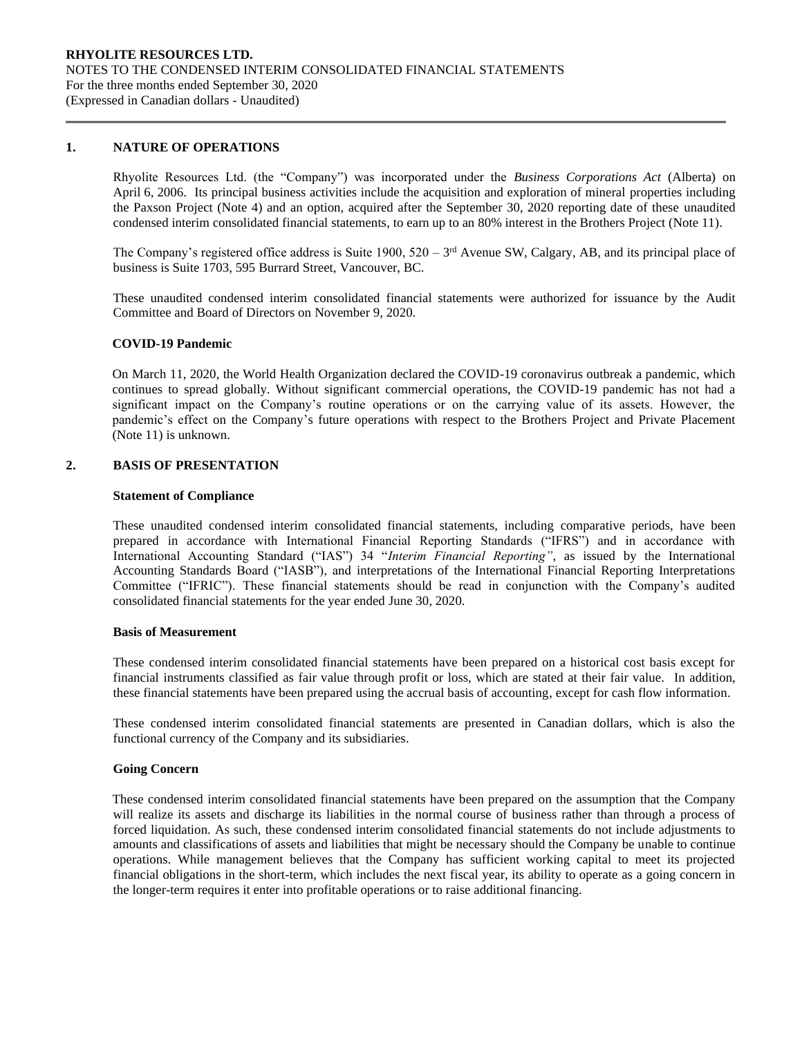## 1. NATURE OF OPERATIONS

Rhyolite Resources Ltd. (the "Company") was incorporated under the *Business Corporations Act* (Alberta) on April 6, 2006. Its principal business activities include the acquisition and exploration of mineral properties including the Paxson Project (Note 4) and an option, acquired after the September 30, 2020 reporting date of these unaudited condensed interim consolidated financial statements, to earn up to an 80% interest in the Brothers Project (Note 11).

The Company's registered office address is Suite 1900, 520 – 3rd Avenue SW, Calgary, AB, and its principal place of business is Suite 1703, 595 Burrard Street, Vancouver, BC.

These unaudited condensed interim consolidated financial statements were authorized for issuance by the Audit Committee and Board of Directors on November 9, 2020.

### COVID-19 Pandemic

On March 11, 2020, the World Health Organization declared the COVID-19 coronavirus outbreak a pandemic, which continues to spread globally. Without significant commercial operations, the COVID-19 pandemic has not had a significant impact on the Company's routine operations or on the carrying value of its assets. However, the pandemic's effect on the Company's future operations with respect to the Brothers Project and Private Placement (Note 11) is unknown.

## 2. BASIS OF PRESENTATION

### Statement of Compliance

These unaudited condensed interim consolidated financial statements, including comparative periods, have been prepared in accordance with International Financial Reporting Standards ("IFRS") and in accordance with International Accounting Standard ("IAS") 34 "*Interim Financial Reporting"*, as issued by the International Accounting Standards Board ("IASB"), and interpretations of the International Financial Reporting Interpretations Committee ("IFRIC"). These financial statements should be read in conjunction with the Company's audited consolidated financial statements for the year ended June 30, 2020.

### Basis of Measurement

These condensed interim consolidated financial statements have been prepared on a historical cost basis except for financial instruments classified as fair value through profit or loss, which are stated at their fair value. In addition, these financial statements have been prepared using the accrual basis of accounting, except for cash flow information.

These condensed interim consolidated financial statements are presented in Canadian dollars, which is also the functional currency of the Company and its subsidiaries.

### Going Concern

These condensed interim consolidated financial statements have been prepared on the assumption that the Company will realize its assets and discharge its liabilities in the normal course of business rather than through a process of forced liquidation. As such, these condensed interim consolidated financial statements do not include adjustments to amounts and classifications of assets and liabilities that might be necessary should the Company be unable to continue operations. While management believes that the Company has sufficient working capital to meet its projected financial obligations in the short-term, which includes the next fiscal year, its ability to operate as a going concern in the longer-term requires it enter into profitable operations or to raise additional financing.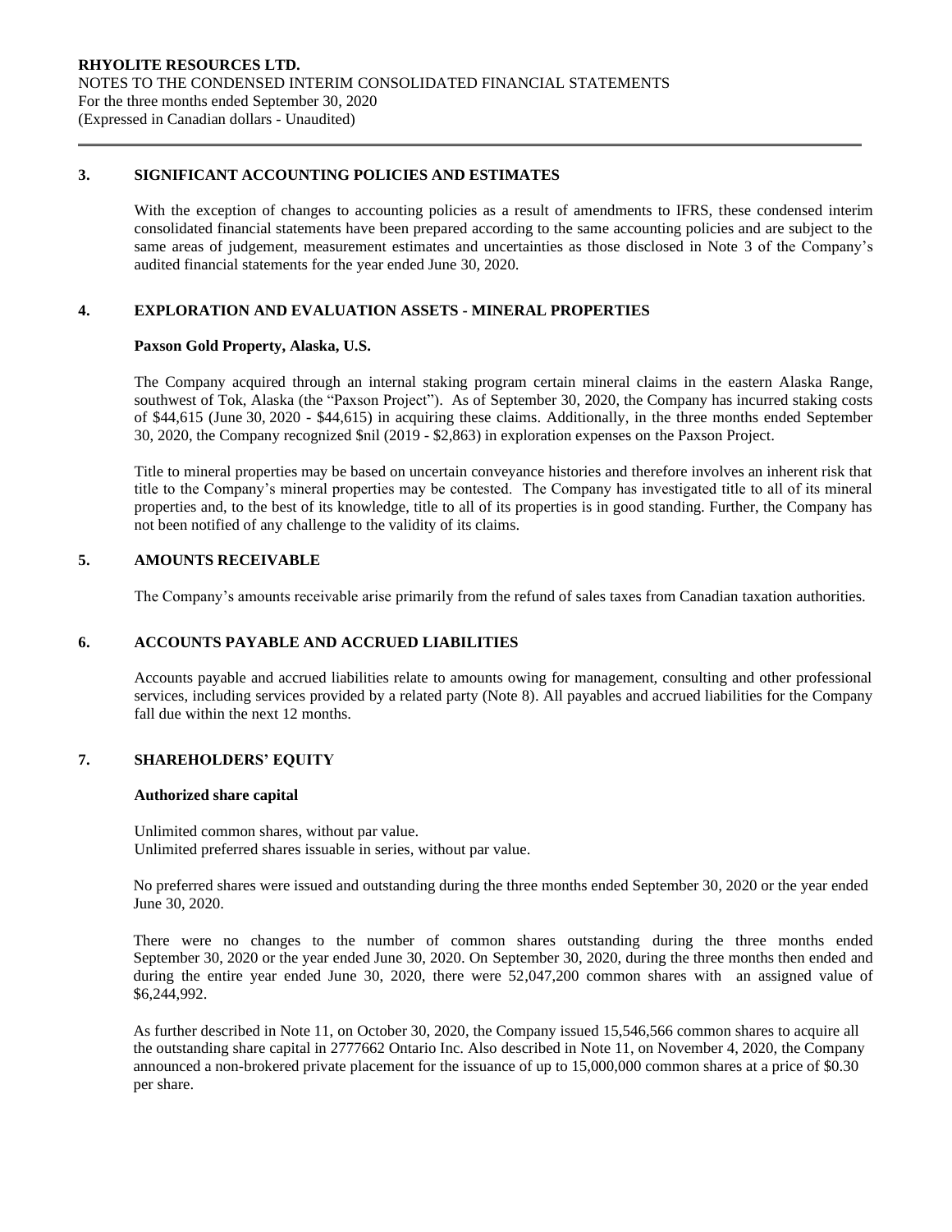## 3. SIGNIFICANT ACCOUNTING POLICIES AND ESTIMATES

With the exception of changes to accounting policies as a result of amendments to IFRS, these condensed interim consolidated financial statements have been prepared according to the same accounting policies and are subject to the same areas of judgement, measurement estimates and uncertainties as those disclosed in Note 3 of the Company's audited financial statements for the year ended June 30, 2020.

## 4. EXPLORATION AND EVALUATION ASSETS - MINERAL PROPERTIES

**Paxson Gold Property, Alaska, U.S.**

The Company acquired through an internal staking program certain mineral claims in the eastern Alaska Range, southwest of Tok, Alaska (the "Paxson Project"). As of September 30, 2020, the Company has incurred staking costs of $44,615 (June 30, 2020 - $44,615) in acquiring these claims. Additionally, in the three months ended September 30, 2020, the Company recognized $nil (2019 - $2,863) in exploration expenses on the Paxson Project.

Title to mineral properties may be based on uncertain conveyance histories and therefore involves an inherent risk that title to the Company's mineral properties may be contested. The Company has investigated title to all of its mineral properties and, to the best of its knowledge, title to all of its properties is in good standing. Further, the Company has not been notified of any challenge to the validity of its claims.

## 5. AMOUNTS RECEIVABLE

The Company's amounts receivable arise primarily from the refund of sales taxes from Canadian taxation authorities.

## 6. ACCOUNTS PAYABLE AND ACCRUED LIABILITIES

Accounts payable and accrued liabilities relate to amounts owing for management, consulting and other professional services, including services provided by a related party (Note 8). All payables and accrued liabilities for the Company fall due within the next 12 months.

## 7. SHAREHOLDERS' EQUITY

**Authorized share capital**

Unlimited common shares, without par value.
Unlimited preferred shares issuable in series, without par value.

No preferred shares were issued and outstanding during the three months ended September 30, 2020 or the year ended June 30, 2020.

There were no changes to the number of common shares outstanding during the three months ended September 30, 2020 or the year ended June 30, 2020. On September 30, 2020, during the three months then ended and during the entire year ended June 30, 2020, there were 52,047,200 common shares with an assigned value of $6,244,992.

As further described in Note 11, on October 30, 2020, the Company issued 15,546,566 common shares to acquire all the outstanding share capital in 2777662 Ontario Inc. Also described in Note 11, on November 4, 2020, the Company announced a non-brokered private placement for the issuance of up to 15,000,000 common shares at a price of $0.30 per share.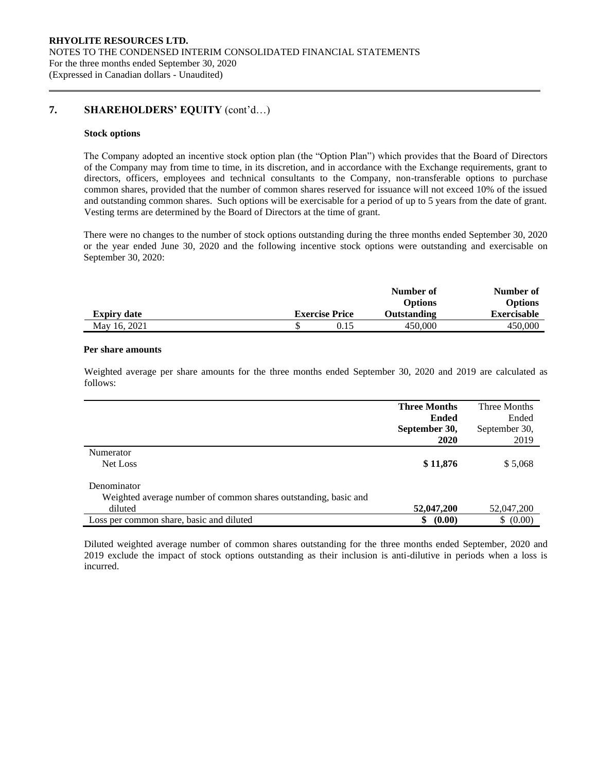## 7. SHAREHOLDERS' EQUITY (cont'd…)

### Stock options

The Company adopted an incentive stock option plan (the "Option Plan") which provides that the Board of Directors of the Company may from time to time, in its discretion, and in accordance with the Exchange requirements, grant to directors, officers, employees and technical consultants to the Company, non-transferable options to purchase common shares, provided that the number of common shares reserved for issuance will not exceed 10% of the issued and outstanding common shares. Such options will be exercisable for a period of up to 5 years from the date of grant. Vesting terms are determined by the Board of Directors at the time of grant.

There were no changes to the number of stock options outstanding during the three months ended September 30, 2020 or the year ended June 30, 2020 and the following incentive stock options were outstanding and exercisable on September 30, 2020:

| Expiry date | Exercise Price | Number of Options Outstanding | Number of Options Exercisable |
|---|---|---|---|
| May 16, 2021 | $ 0.15 | 450,000 | 450,000 |

### Per share amounts

Weighted average per share amounts for the three months ended September 30, 2020 and 2019 are calculated as follows:

| | **Three Months Ended September 30, 2020** | Three Months Ended September 30, 2019 |
|---|---|---|
| Numerator | | |
| Net Loss | **$ 11,876** | $ 5,068 |
| Denominator | | |
| Weighted average number of common shares outstanding, basic and diluted | **52,047,200** | 52,047,200 |
| Loss per common share, basic and diluted | **$ (0.00)** | $ (0.00) |

Diluted weighted average number of common shares outstanding for the three months ended September, 2020 and 2019 exclude the impact of stock options outstanding as their inclusion is anti-dilutive in periods when a loss is incurred.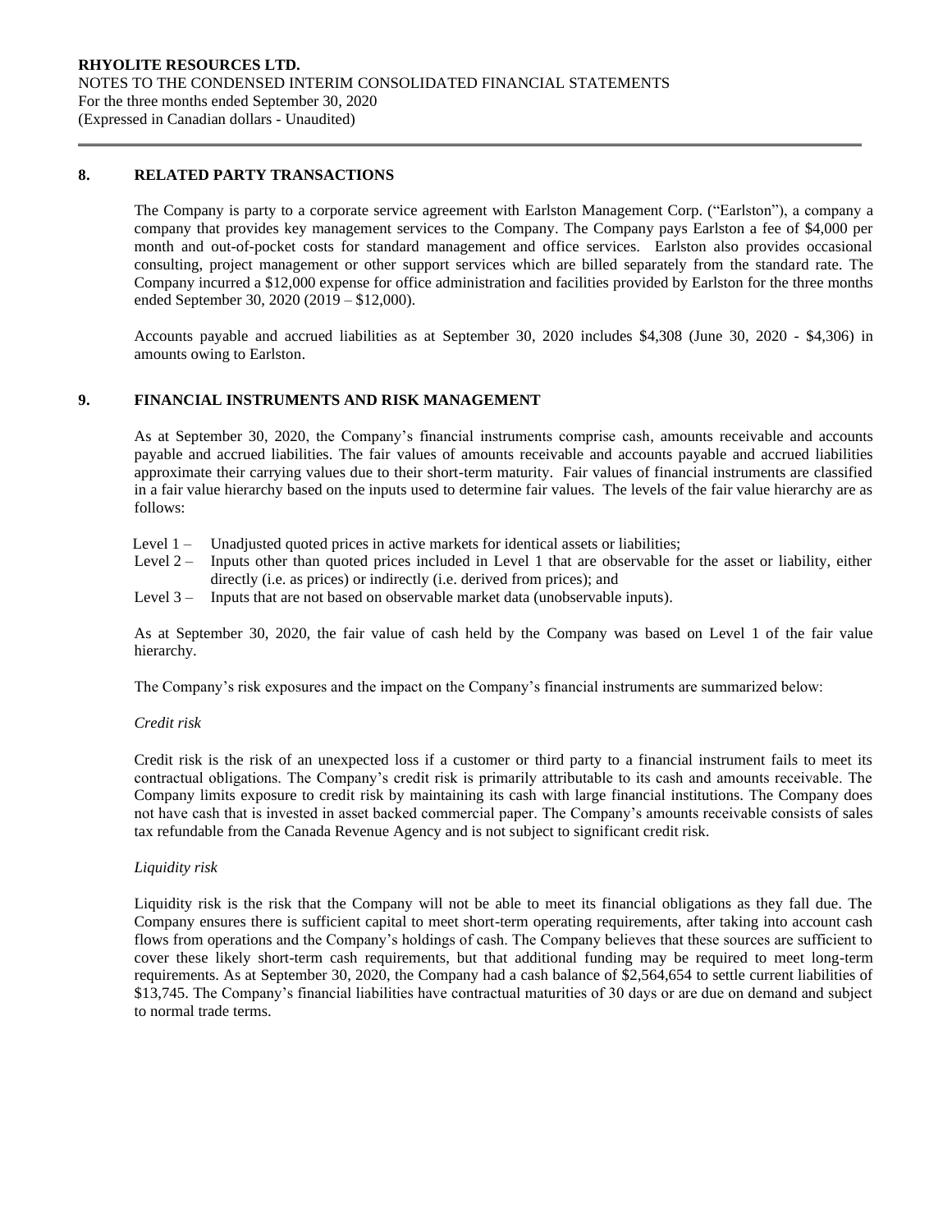## 8. RELATED PARTY TRANSACTIONS

The Company is party to a corporate service agreement with Earlston Management Corp. ("Earlston"), a company a company that provides key management services to the Company. The Company pays Earlston a fee of $4,000 per month and out-of-pocket costs for standard management and office services. Earlston also provides occasional consulting, project management or other support services which are billed separately from the standard rate. The Company incurred a $12,000 expense for office administration and facilities provided by Earlston for the three months ended September 30, 2020 (2019 – $12,000).

Accounts payable and accrued liabilities as at September 30, 2020 includes $4,308 (June 30, 2020 - $4,306) in amounts owing to Earlston.

## 9. FINANCIAL INSTRUMENTS AND RISK MANAGEMENT

As at September 30, 2020, the Company's financial instruments comprise cash, amounts receivable and accounts payable and accrued liabilities. The fair values of amounts receivable and accounts payable and accrued liabilities approximate their carrying values due to their short-term maturity. Fair values of financial instruments are classified in a fair value hierarchy based on the inputs used to determine fair values. The levels of the fair value hierarchy are as follows:

- Level 1 – Unadjusted quoted prices in active markets for identical assets or liabilities;
- Level 2 – Inputs other than quoted prices included in Level 1 that are observable for the asset or liability, either directly (i.e. as prices) or indirectly (i.e. derived from prices); and
- Level 3 – Inputs that are not based on observable market data (unobservable inputs).

As at September 30, 2020, the fair value of cash held by the Company was based on Level 1 of the fair value hierarchy.

The Company's risk exposures and the impact on the Company's financial instruments are summarized below:

*Credit risk*

Credit risk is the risk of an unexpected loss if a customer or third party to a financial instrument fails to meet its contractual obligations. The Company's credit risk is primarily attributable to its cash and amounts receivable. The Company limits exposure to credit risk by maintaining its cash with large financial institutions. The Company does not have cash that is invested in asset backed commercial paper. The Company's amounts receivable consists of sales tax refundable from the Canada Revenue Agency and is not subject to significant credit risk.

*Liquidity risk*

Liquidity risk is the risk that the Company will not be able to meet its financial obligations as they fall due. The Company ensures there is sufficient capital to meet short-term operating requirements, after taking into account cash flows from operations and the Company's holdings of cash. The Company believes that these sources are sufficient to cover these likely short-term cash requirements, but that additional funding may be required to meet long-term requirements. As at September 30, 2020, the Company had a cash balance of $2,564,654 to settle current liabilities of $13,745. The Company's financial liabilities have contractual maturities of 30 days or are due on demand and subject to normal trade terms.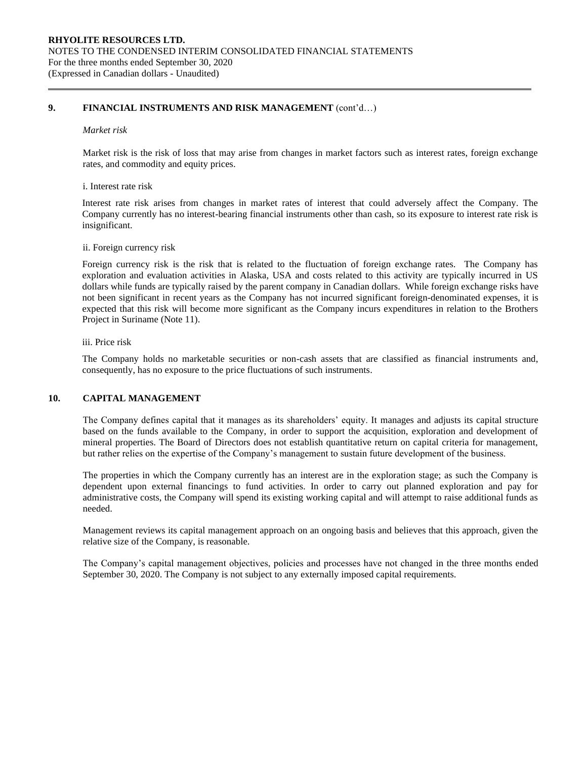## 9. FINANCIAL INSTRUMENTS AND RISK MANAGEMENT (cont'd…)

*Market risk*

Market risk is the risk of loss that may arise from changes in market factors such as interest rates, foreign exchange rates, and commodity and equity prices.

i. Interest rate risk

Interest rate risk arises from changes in market rates of interest that could adversely affect the Company. The Company currently has no interest-bearing financial instruments other than cash, so its exposure to interest rate risk is insignificant.

ii. Foreign currency risk

Foreign currency risk is the risk that is related to the fluctuation of foreign exchange rates. The Company has exploration and evaluation activities in Alaska, USA and costs related to this activity are typically incurred in US dollars while funds are typically raised by the parent company in Canadian dollars. While foreign exchange risks have not been significant in recent years as the Company has not incurred significant foreign-denominated expenses, it is expected that this risk will become more significant as the Company incurs expenditures in relation to the Brothers Project in Suriname (Note 11).

iii. Price risk

The Company holds no marketable securities or non-cash assets that are classified as financial instruments and, consequently, has no exposure to the price fluctuations of such instruments.

## 10. CAPITAL MANAGEMENT

The Company defines capital that it manages as its shareholders' equity. It manages and adjusts its capital structure based on the funds available to the Company, in order to support the acquisition, exploration and development of mineral properties. The Board of Directors does not establish quantitative return on capital criteria for management, but rather relies on the expertise of the Company's management to sustain future development of the business.

The properties in which the Company currently has an interest are in the exploration stage; as such the Company is dependent upon external financings to fund activities. In order to carry out planned exploration and pay for administrative costs, the Company will spend its existing working capital and will attempt to raise additional funds as needed.

Management reviews its capital management approach on an ongoing basis and believes that this approach, given the relative size of the Company, is reasonable.

The Company's capital management objectives, policies and processes have not changed in the three months ended September 30, 2020. The Company is not subject to any externally imposed capital requirements.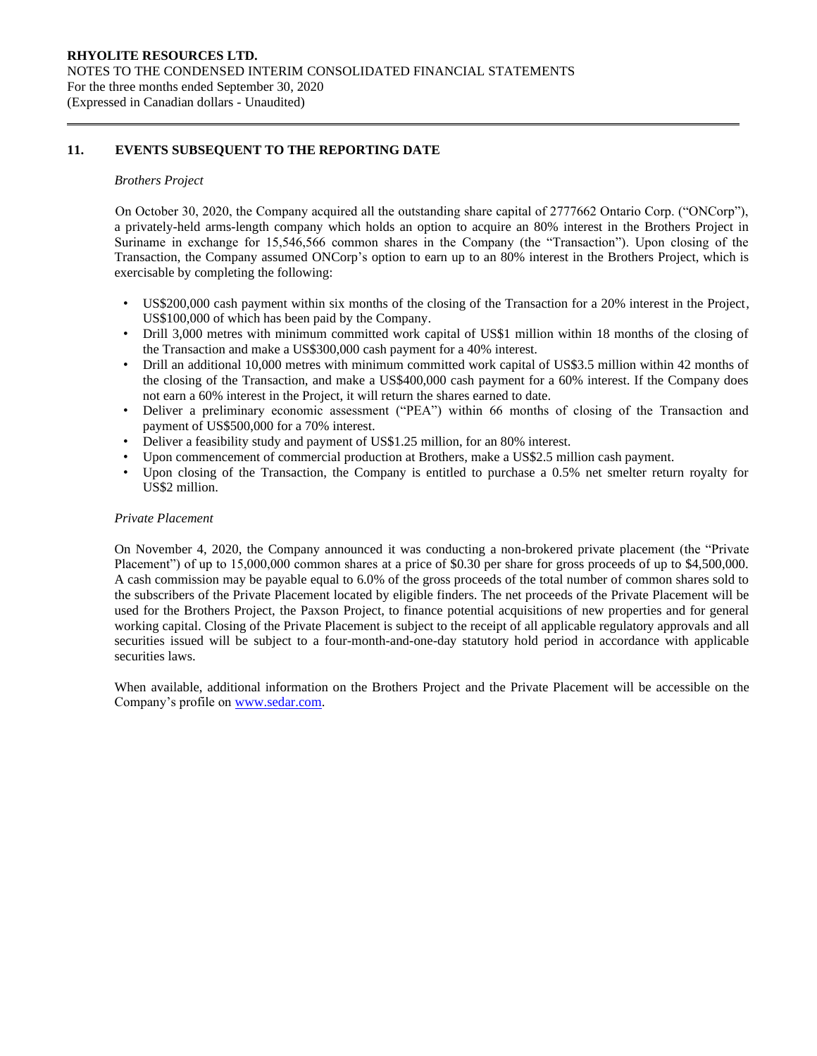## 11. EVENTS SUBSEQUENT TO THE REPORTING DATE

*Brothers Project*

On October 30, 2020, the Company acquired all the outstanding share capital of 2777662 Ontario Corp. ("ONCorp"), a privately-held arms-length company which holds an option to acquire an 80% interest in the Brothers Project in Suriname in exchange for 15,546,566 common shares in the Company (the "Transaction"). Upon closing of the Transaction, the Company assumed ONCorp's option to earn up to an 80% interest in the Brothers Project, which is exercisable by completing the following:

- US$200,000 cash payment within six months of the closing of the Transaction for a 20% interest in the Project, US$100,000 of which has been paid by the Company.
- Drill 3,000 metres with minimum committed work capital of US$1 million within 18 months of the closing of the Transaction and make a US$300,000 cash payment for a 40% interest.
- Drill an additional 10,000 metres with minimum committed work capital of US$3.5 million within 42 months of the closing of the Transaction, and make a US$400,000 cash payment for a 60% interest. If the Company does not earn a 60% interest in the Project, it will return the shares earned to date.
- Deliver a preliminary economic assessment ("PEA") within 66 months of closing of the Transaction and payment of US$500,000 for a 70% interest.
- Deliver a feasibility study and payment of US$1.25 million, for an 80% interest.
- Upon commencement of commercial production at Brothers, make a US$2.5 million cash payment.
- Upon closing of the Transaction, the Company is entitled to purchase a 0.5% net smelter return royalty for US$2 million.

*Private Placement*

On November 4, 2020, the Company announced it was conducting a non-brokered private placement (the "Private Placement") of up to 15,000,000 common shares at a price of $0.30 per share for gross proceeds of up to $4,500,000. A cash commission may be payable equal to 6.0% of the gross proceeds of the total number of common shares sold to the subscribers of the Private Placement located by eligible finders. The net proceeds of the Private Placement will be used for the Brothers Project, the Paxson Project, to finance potential acquisitions of new properties and for general working capital. Closing of the Private Placement is subject to the receipt of all applicable regulatory approvals and all securities issued will be subject to a four-month-and-one-day statutory hold period in accordance with applicable securities laws.

When available, additional information on the Brothers Project and the Private Placement will be accessible on the Company's profile on www.sedar.com.